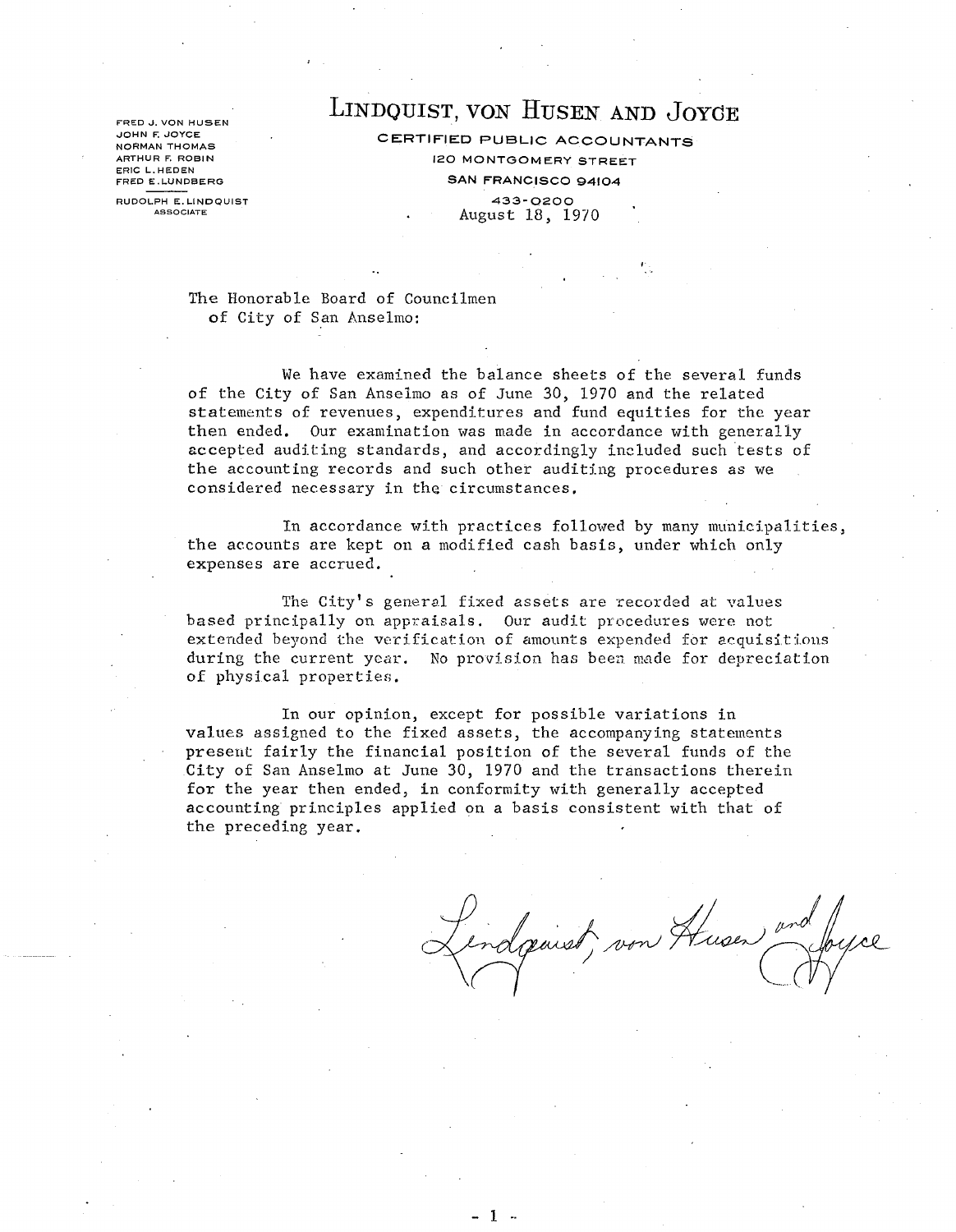FRED J. VON HUSEN
JOHN F. JOYCE
NORMAN THOMAS
ARTHUR F. ROBIN
ERIC L. HEDEN
FRED E. LUNDBERG

RUDOLPH E. LINDQUIST
ASSOCIATE

# LINDQUIST, VON HUSEN AND JOYCE

CERTIFIED PUBLIC ACCOUNTANTS
120 MONTGOMERY STREET
SAN FRANCISCO 94104
433-0200

August 18, 1970

The Honorable Board of Councilmen
of City of San Anselmo:

We have examined the balance sheets of the several funds of the City of San Anselmo as of June 30, 1970 and the related statements of revenues, expenditures and fund equities for the year then ended. Our examination was made in accordance with generally accepted auditing standards, and accordingly included such tests of the accounting records and such other auditing procedures as we considered necessary in the circumstances.

In accordance with practices followed by many municipalities, the accounts are kept on a modified cash basis, under which only expenses are accrued.

The City's general fixed assets are recorded at values based principally on appraisals. Our audit procedures were not extended beyond the verification of amounts expended for acquisitions during the current year. No provision has been made for depreciation of physical properties.

In our opinion, except for possible variations in values assigned to the fixed assets, the accompanying statements present fairly the financial position of the several funds of the City of San Anselmo at June 30, 1970 and the transactions therein for the year then ended, in conformity with generally accepted accounting principles applied on a basis consistent with that of the preceding year.

Lindquist, von Husen and Joyce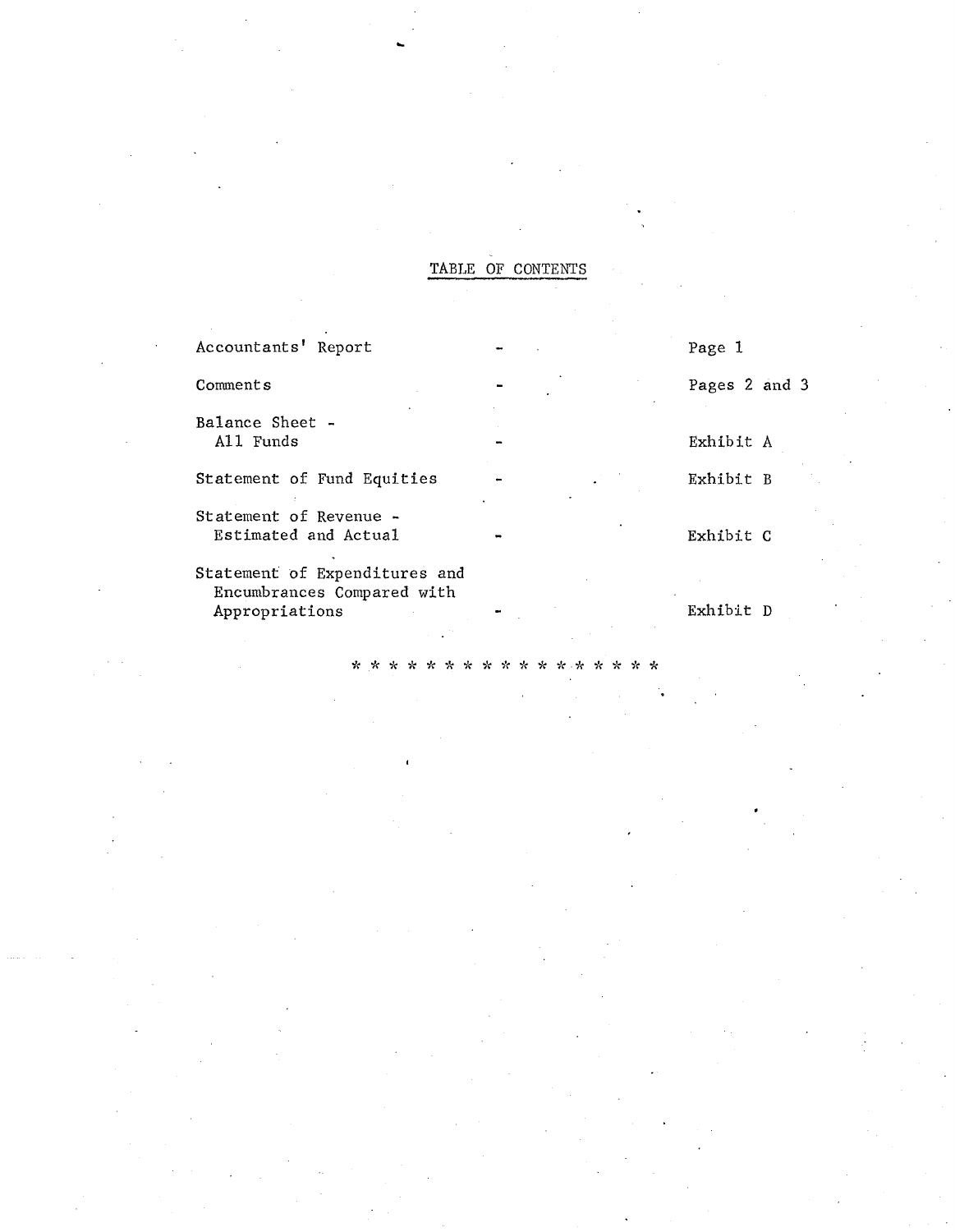## TABLE OF CONTENTS

| | | |
|---|---|---|
| Accountants' Report | - | Page 1 |
| Comments | - | Pages 2 and 3 |
| Balance Sheet - All Funds | - | Exhibit A |
| Statement of Fund Equities | - | Exhibit B |
| Statement of Revenue - Estimated and Actual | - | Exhibit C |
| Statement of Expenditures and Encumbrances Compared with Appropriations | - | Exhibit D |

* * * * * * * * * * * * * * * * * *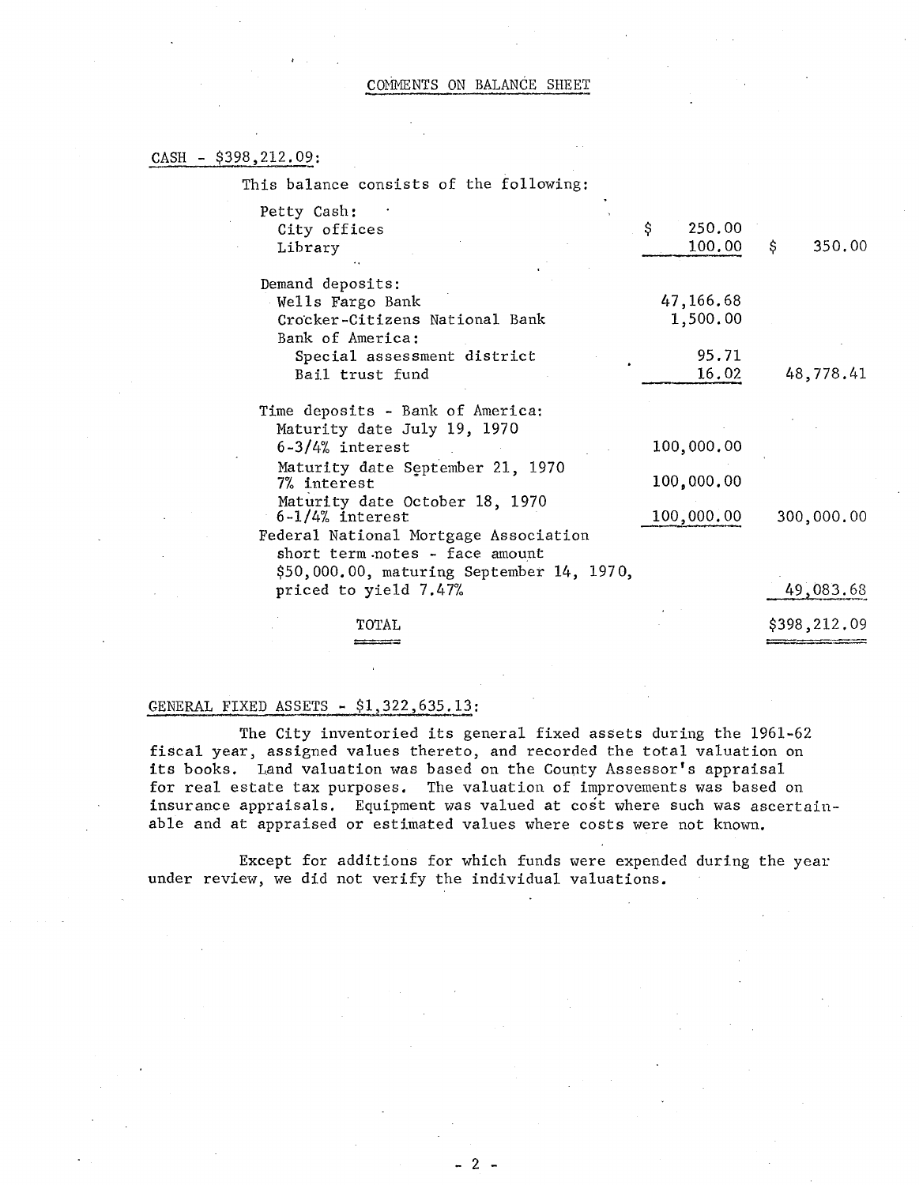## COMMENTS ON BALANCE SHEET

### CASH - $398,212.09:

This balance consists of the following:

| | | |
|---|---:|---:|
| Petty Cash: | | |
| City offices | $ 250.00 | |
| Library | 100.00 | $ 350.00 |
| Demand deposits: | | |
| Wells Fargo Bank | 47,166.68 | |
| Crocker-Citizens National Bank | 1,500.00 | |
| Bank of America: | | |
| Special assessment district | 95.71 | |
| Bail trust fund | 16.02 | 48,778.41 |
| Time deposits - Bank of America: | | |
| Maturity date July 19, 1970 6-3/4% interest | 100,000.00 | |
| Maturity date September 21, 1970 7% interest | 100,000.00 | |
| Maturity date October 18, 1970 6-1/4% interest | 100,000.00 | 300,000.00 |
| Federal National Mortgage Association short term notes - face amount $50,000.00, maturing September 14, 1970, priced to yield 7.47% | | 49,083.68 |
| TOTAL | | $398,212.09 |

### GENERAL FIXED ASSETS - $1,322,635.13:

The City inventoried its general fixed assets during the 1961-62 fiscal year, assigned values thereto, and recorded the total valuation on its books. Land valuation was based on the County Assessor's appraisal for real estate tax purposes. The valuation of improvements was based on insurance appraisals. Equipment was valued at cost where such was ascertainable and at appraised or estimated values where costs were not known.

Except for additions for which funds were expended during the year under review, we did not verify the individual valuations.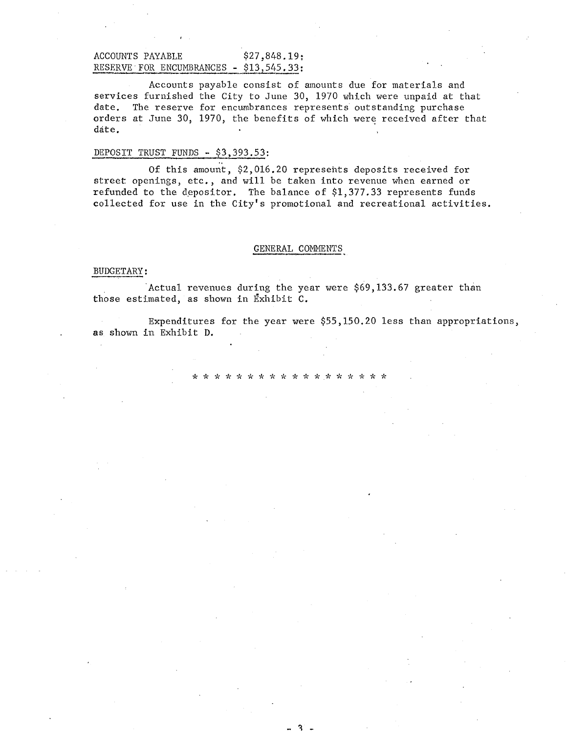ACCOUNTS PAYABLE $27,848.19;
RESERVE FOR ENCUMBRANCES - $13,545.33:

Accounts payable consist of amounts due for materials and services furnished the City to June 30, 1970 which were unpaid at that date. The reserve for encumbrances represents outstanding purchase orders at June 30, 1970, the benefits of which were received after that date.

DEPOSIT TRUST FUNDS - $3,393.53:

Of this amount, $2,016.20 represents deposits received for street openings, etc., and will be taken into revenue when earned or refunded to the depositor. The balance of $1,377.33 represents funds collected for use in the City's promotional and recreational activities.

## GENERAL COMMENTS

BUDGETARY:

Actual revenues during the year were $69,133.67 greater than those estimated, as shown in Exhibit C.

Expenditures for the year were $55,150.20 less than appropriations, as shown in Exhibit D.

* * * * * * * * * * * * * * * * * * *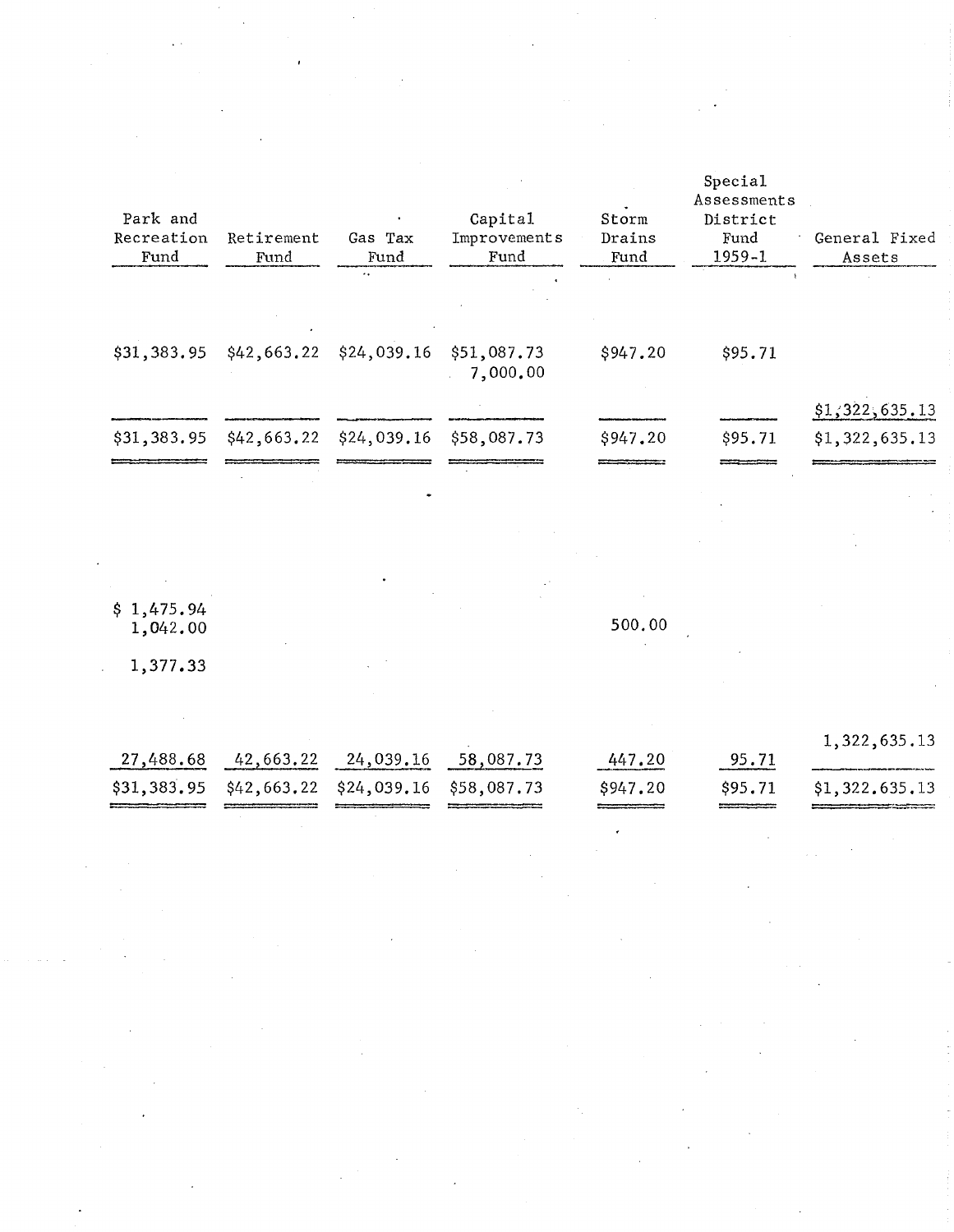| Park and Recreation Fund | Retirement Fund | Gas Tax Fund | Capital Improvements Fund | Storm Drains Fund | Special Assessments District Fund 1959-1 | General Fixed Assets |
|---|---|---|---|---|---|---|
| $31,383.95 | $42,663.22 | $24,039.16 | $51,087.73 | $947.20 | $95.71 | |
| | | | 7,000.00 | | | |
| | | | | | | $1,322,635.13 |
| $31,383.95 | $42,663.22 | $24,039.16 | $58,087.73 | $947.20 | $95.71 | $1,322,635.13 |
| | | | | | | |
| $ 1,475.94 | | | | | | |
| 1,042.00 | | | | 500.00 | | |
| 1,377.33 | | | | | | |
| | | | | | | 1,322,635.13 |
| 27,488.68 | 42,663.22 | 24,039.16 | 58,087.73 | 447.20 | 95.71 | |
| $31,383.95 | $42,663.22 | $24,039.16 | $58,087.73 | $947.20 | $95.71 | $1,322,635.13 |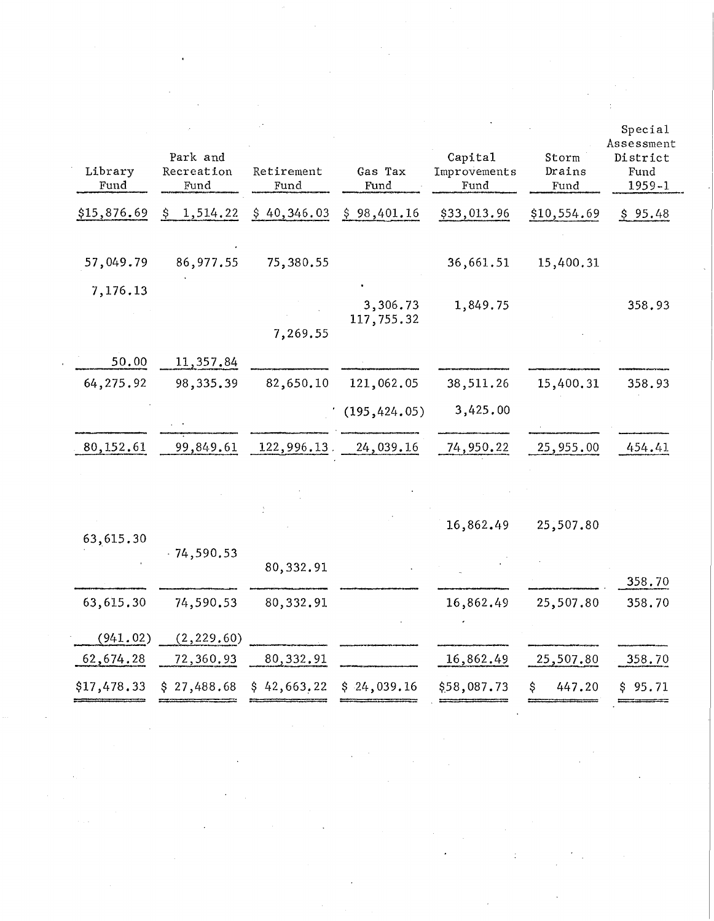| Library Fund | Park and Recreation Fund | Retirement Fund | Gas Tax Fund | Capital Improvements Fund | Storm Drains Fund | Special Assessment District Fund 1959-1 |
|---|---|---|---|---|---|---|
| $15,876.69 | $ 1,514.22 | $ 40,346.03 | $ 98,401.16 | $33,013.96 | $10,554.69 | $ 95.48 |
| 57,049.79 | 86,977.55 | 75,380.55 | | 36,661.51 | 15,400.31 | |
| 7,176.13 | | | | | | |
| | | | 3,306.73 | 1,849.75 | | 358.93 |
| | | | 117,755.32 | | | |
| | | 7,269.55 | | | | |
| 50.00 | 11,357.84 | | | | | |
| 64,275.92 | 98,335.39 | 82,650.10 | 121,062.05 | 38,511.26 | 15,400.31 | 358.93 |
| | | | (195,424.05) | 3,425.00 | | |
| 80,152.61 | 99,849.61 | 122,996.13 | 24,039.16 | 74,950.22 | 25,955.00 | 454.41 |
| | | | | 16,862.49 | 25,507.80 | |
| 63,615.30 | | | | | | |
| | 74,590.53 | | | | | |
| | | 80,332.91 | | | | |
| | | | | | | 358.70 |
| 63,615.30 | 74,590.53 | 80,332.91 | | 16,862.49 | 25,507.80 | 358.70 |
| (941.02) | (2,229.60) | | | | | |
| 62,674.28 | 72,360.93 | 80,332.91 | | 16,862.49 | 25,507.80 | 358.70 |
| $17,478.33 | $ 27,488.68 | $ 42,663.22 | $ 24,039.16 | $58,087.73 | $ 447.20 | $ 95.71 |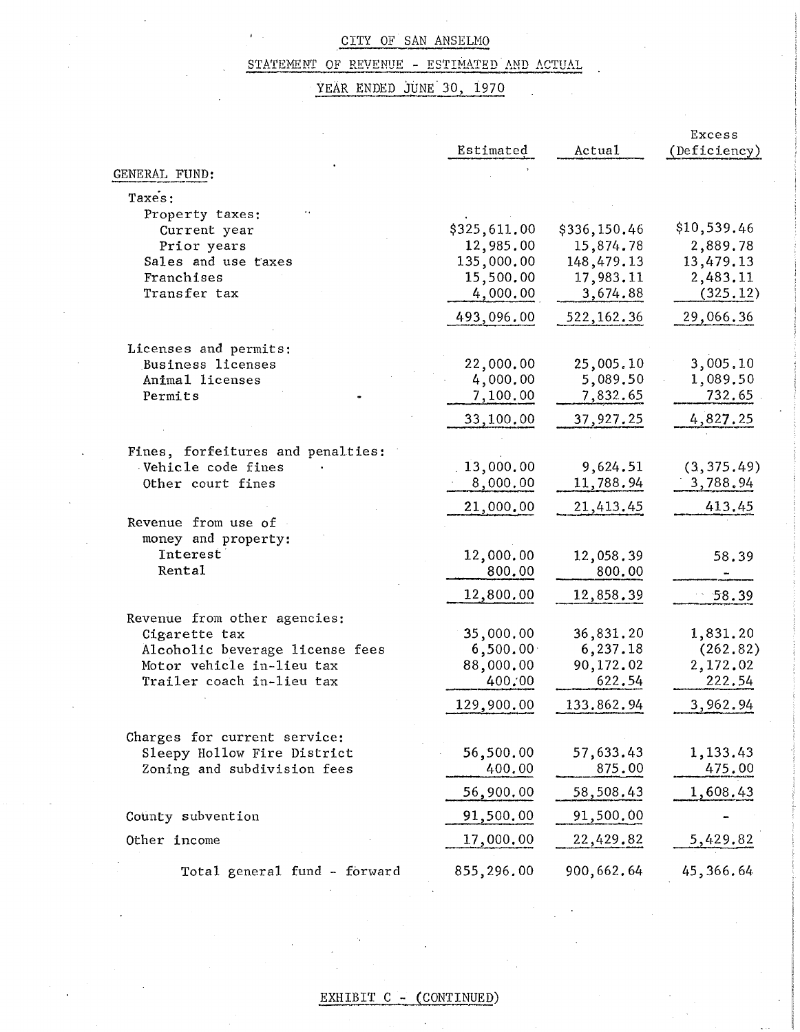# CITY OF SAN ANSELMO

## STATEMENT OF REVENUE - ESTIMATED AND ACTUAL

## YEAR ENDED JUNE 30, 1970

| | Estimated | Actual | Excess (Deficiency) |
|---|---|---|---|
| GENERAL FUND: | | | |
| Taxes: | | | |
| Property taxes: | | | |
| Current year | $325,611.00 | $336,150.46 | $10,539.46 |
| Prior years | 12,985.00 | 15,874.78 | 2,889.78 |
| Sales and use taxes | 135,000.00 | 148,479.13 | 13,479.13 |
| Franchises | 15,500.00 | 17,983.11 | 2,483.11 |
| Transfer tax | 4,000.00 | 3,674.88 | (325.12) |
| | 493,096.00 | 522,162.36 | 29,066.36 |
| Licenses and permits: | | | |
| Business licenses | 22,000.00 | 25,005.10 | 3,005.10 |
| Animal licenses | 4,000.00 | 5,089.50 | 1,089.50 |
| Permits | 7,100.00 | 7,832.65 | 732.65 |
| | 33,100.00 | 37,927.25 | 4,827.25 |
| Fines, forfeitures and penalties: | | | |
| Vehicle code fines | 13,000.00 | 9,624.51 | (3,375.49) |
| Other court fines | 8,000.00 | 11,788.94 | 3,788.94 |
| | 21,000.00 | 21,413.45 | 413.45 |
| Revenue from use of money and property: | | | |
| Interest | 12,000.00 | 12,058.39 | 58.39 |
| Rental | 800.00 | 800.00 | - |
| | 12,800.00 | 12,858.39 | 58.39 |
| Revenue from other agencies: | | | |
| Cigarette tax | 35,000.00 | 36,831.20 | 1,831.20 |
| Alcoholic beverage license fees | 6,500.00 | 6,237.18 | (262.82) |
| Motor vehicle in-lieu tax | 88,000.00 | 90,172.02 | 2,172.02 |
| Trailer coach in-lieu tax | 400.00 | 622.54 | 222.54 |
| | 129,900.00 | 133,862.94 | 3,962.94 |
| Charges for current service: | | | |
| Sleepy Hollow Fire District | 56,500.00 | 57,633.43 | 1,133.43 |
| Zoning and subdivision fees | 400.00 | 875.00 | 475.00 |
| | 56,900.00 | 58,508.43 | 1,608.43 |
| County subvention | 91,500.00 | 91,500.00 | - |
| Other income | 17,000.00 | 22,429.82 | 5,429.82 |
| Total general fund - forward | 855,296.00 | 900,662.64 | 45,366.64 |

EXHIBIT C - (CONTINUED)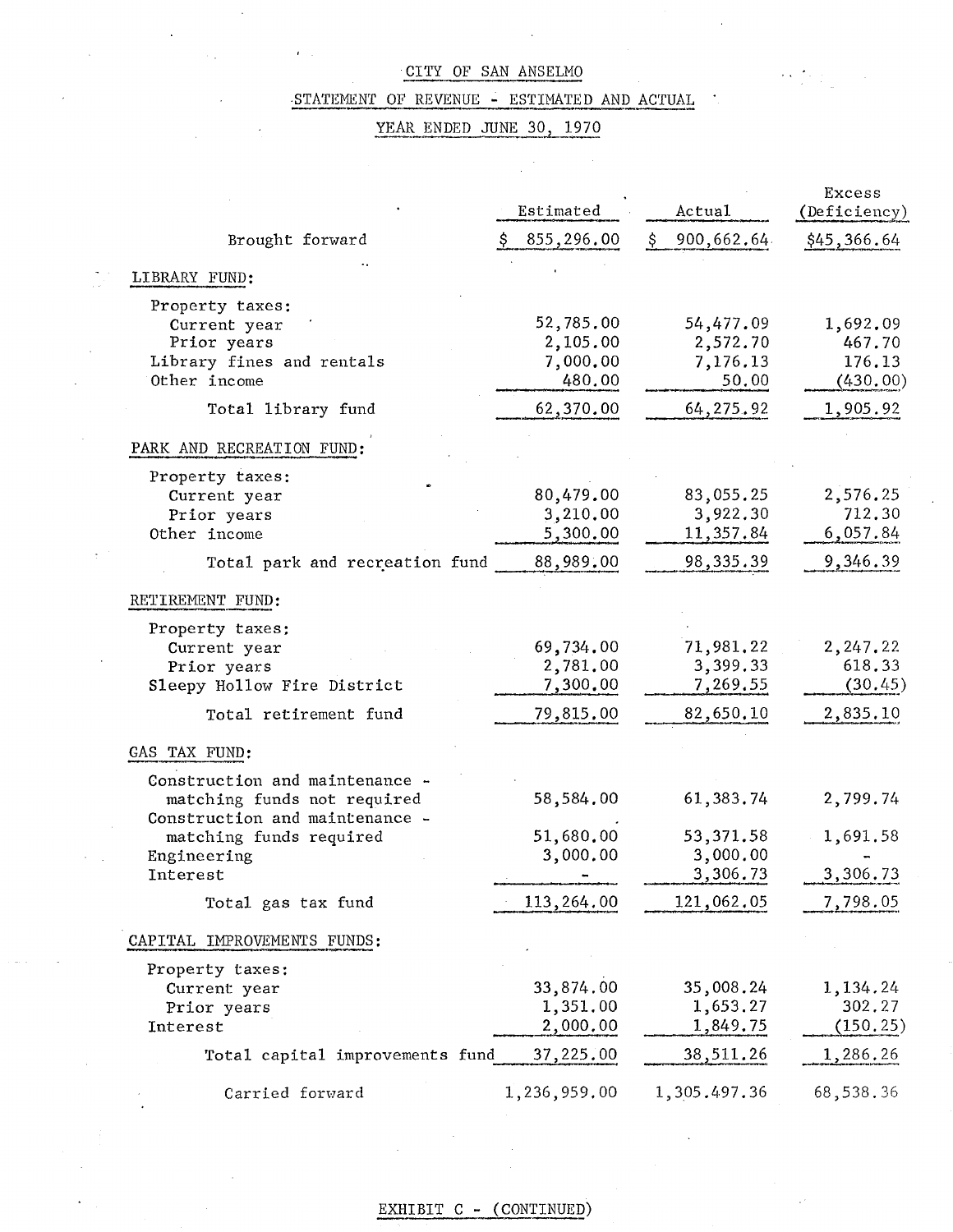CITY OF SAN ANSELMO

STATEMENT OF REVENUE - ESTIMATED AND ACTUAL

YEAR ENDED JUNE 30, 1970

| | Estimated | Actual | Excess (Deficiency) |
|---|---|---|---|
| Brought forward | $ 855,296.00 | $ 900,662.64 | $45,366.64 |
| **LIBRARY FUND:** | | | |
| Property taxes: | | | |
| Current year | 52,785.00 | 54,477.09 | 1,692.09 |
| Prior years | 2,105.00 | 2,572.70 | 467.70 |
| Library fines and rentals | 7,000.00 | 7,176.13 | 176.13 |
| Other income | 480.00 | 50.00 | (430.00) |
| Total library fund | 62,370.00 | 64,275.92 | 1,905.92 |
| **PARK AND RECREATION FUND:** | | | |
| Property taxes: | | | |
| Current year | 80,479.00 | 83,055.25 | 2,576.25 |
| Prior years | 3,210.00 | 3,922.30 | 712.30 |
| Other income | 5,300.00 | 11,357.84 | 6,057.84 |
| Total park and recreation fund | 88,989.00 | 98,335.39 | 9,346.39 |
| **RETIREMENT FUND:** | | | |
| Property taxes: | | | |
| Current year | 69,734.00 | 71,981.22 | 2,247.22 |
| Prior years | 2,781.00 | 3,399.33 | 618.33 |
| Sleepy Hollow Fire District | 7,300.00 | 7,269.55 | (30.45) |
| Total retirement fund | 79,815.00 | 82,650.10 | 2,835.10 |
| **GAS TAX FUND:** | | | |
| Construction and maintenance - matching funds not required | 58,584.00 | 61,383.74 | 2,799.74 |
| Construction and maintenance - matching funds required | 51,680.00 | 53,371.58 | 1,691.58 |
| Engineering | 3,000.00 | 3,000.00 | - |
| Interest | - | 3,306.73 | 3,306.73 |
| Total gas tax fund | 113,264.00 | 121,062.05 | 7,798.05 |
| **CAPITAL IMPROVEMENTS FUNDS:** | | | |
| Property taxes: | | | |
| Current year | 33,874.00 | 35,008.24 | 1,134.24 |
| Prior years | 1,351.00 | 1,653.27 | 302.27 |
| Interest | 2,000.00 | 1,849.75 | (150.25) |
| Total capital improvements fund | 37,225.00 | 38,511.26 | 1,286.26 |
| Carried forward | 1,236,959.00 | 1,305,497.36 | 68,538.36 |

EXHIBIT C - (CONTINUED)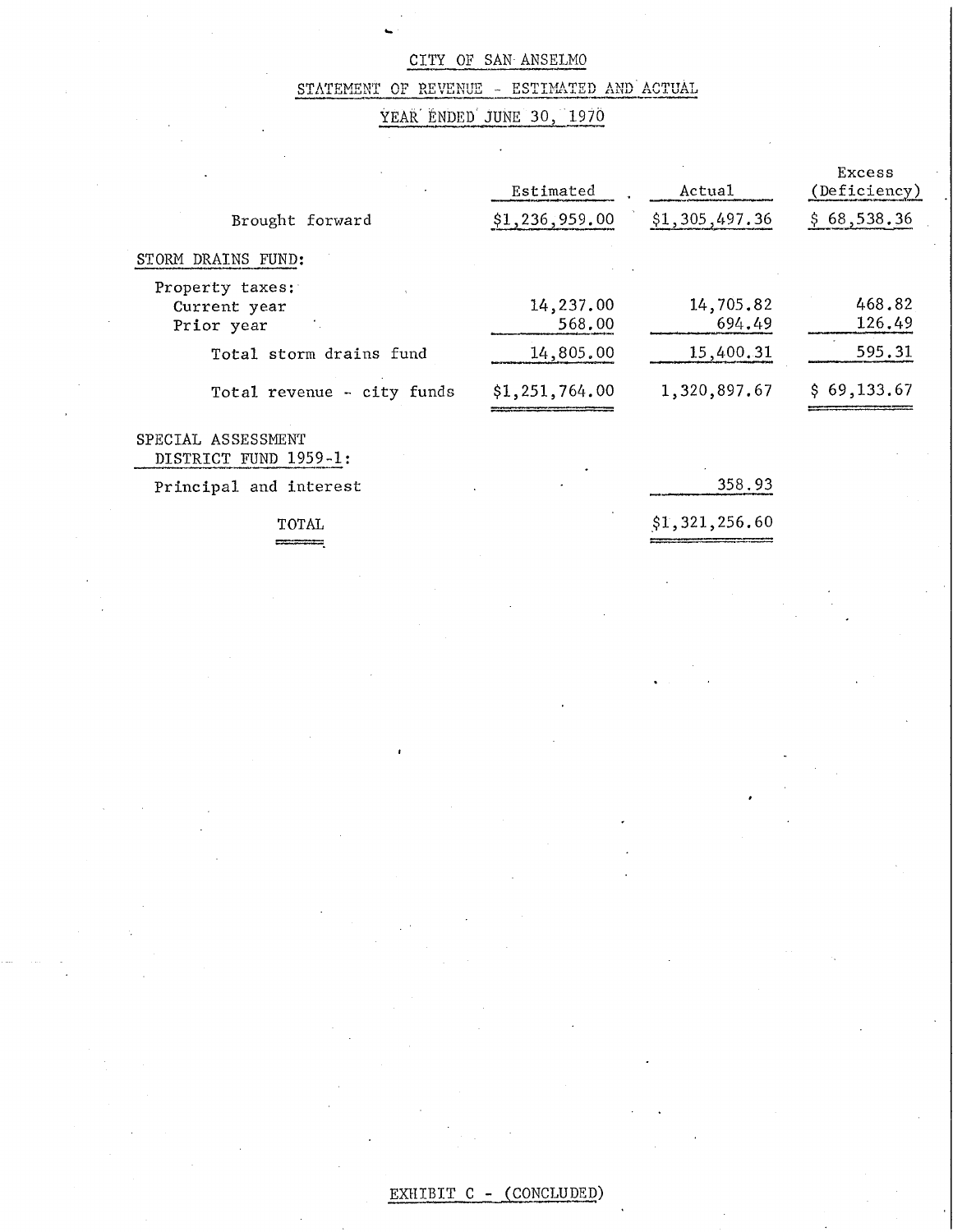# CITY OF SAN ANSELMO

## STATEMENT OF REVENUE - ESTIMATED AND ACTUAL

## YEAR ENDED JUNE 30, 1970

| | Estimated | Actual | Excess (Deficiency) |
|---|---|---|---|
| Brought forward | $1,236,959.00 | $1,305,497.36 | $ 68,538.36 |
| STORM DRAINS FUND: | | | |
| Property taxes: | | | |
| Current year | 14,237.00 | 14,705.82 | 468.82 |
| Prior year | 568.00 | 694.49 | 126.49 |
| Total storm drains fund | 14,805.00 | 15,400.31 | 595.31 |
| Total revenue - city funds | $1,251,764.00 | 1,320,897.67 | $ 69,133.67 |
| SPECIAL ASSESSMENT DISTRICT FUND 1959-1: | | | |
| Principal and interest | | 358.93 | |
| TOTAL | | $1,321,256.60 | |

EXHIBIT C - (CONCLUDED)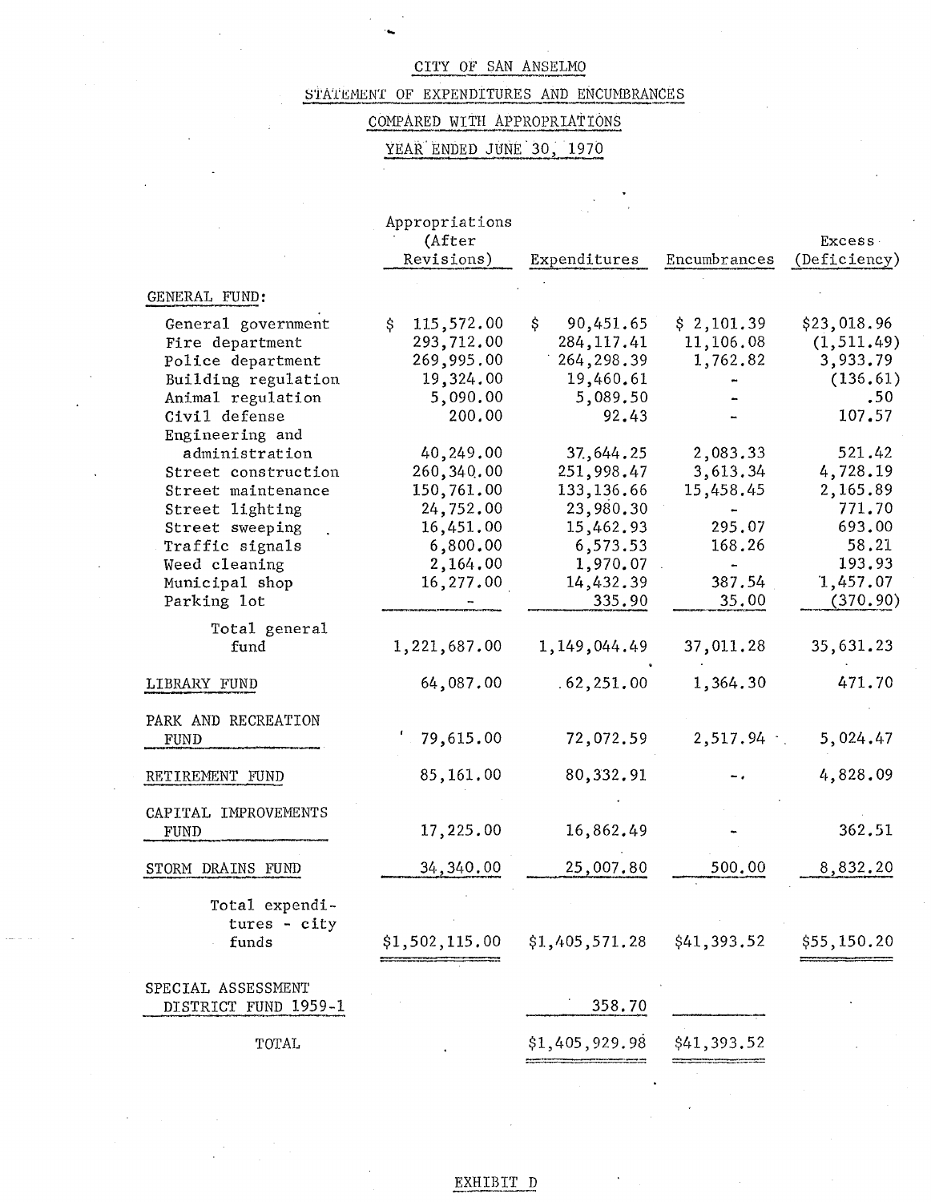# CITY OF SAN ANSELMO

## STATEMENT OF EXPENDITURES AND ENCUMBRANCES

## COMPARED WITH APPROPRIATIONS

## YEAR ENDED JUNE 30, 1970

| | Appropriations (After Revisions) | Expenditures | Encumbrances | Excess (Deficiency) |
|---|---|---|---|---|
| GENERAL FUND: | | | | |
| General government | $ 115,572.00 | $ 90,451.65 | $ 2,101.39 | $23,018.96 |
| Fire department | 293,712.00 | 284,117.41 | 11,106.08 | (1,511.49) |
| Police department | 269,995.00 | 264,298.39 | 1,762.82 | 3,933.79 |
| Building regulation | 19,324.00 | 19,460.61 | - | (136.61) |
| Animal regulation | 5,090.00 | 5,089.50 | - | .50 |
| Civil defense | 200.00 | 92.43 | - | 107.57 |
| Engineering and administration | 40,249.00 | 37,644.25 | 2,083.33 | 521.42 |
| Street construction | 260,340.00 | 251,998.47 | 3,613.34 | 4,728.19 |
| Street maintenance | 150,761.00 | 133,136.66 | 15,458.45 | 2,165.89 |
| Street lighting | 24,752.00 | 23,980.30 | - | 771.70 |
| Street sweeping | 16,451.00 | 15,462.93 | 295.07 | 693.00 |
| Traffic signals | 6,800.00 | 6,573.53 | 168.26 | 58.21 |
| Weed cleaning | 2,164.00 | 1,970.07 | - | 193.93 |
| Municipal shop | 16,277.00 | 14,432.39 | 387.54 | 1,457.07 |
| Parking lot | - | 335.90 | 35.00 | (370.90) |
| Total general fund | 1,221,687.00 | 1,149,044.49 | 37,011.28 | 35,631.23 |
| LIBRARY FUND | 64,087.00 | 62,251.00 | 1,364.30 | 471.70 |
| PARK AND RECREATION FUND | 79,615.00 | 72,072.59 | 2,517.94 | 5,024.47 |
| RETIREMENT FUND | 85,161.00 | 80,332.91 | - | 4,828.09 |
| CAPITAL IMPROVEMENTS FUND | 17,225.00 | 16,862.49 | - | 362.51 |
| STORM DRAINS FUND | 34,340.00 | 25,007.80 | 500.00 | 8,832.20 |
| Total expenditures - city funds | $1,502,115.00 | $1,405,571.28 | $41,393.52 | $55,150.20 |
| SPECIAL ASSESSMENT DISTRICT FUND 1959-1 | | 358.70 | | |
| TOTAL | | $1,405,929.98 | $41,393.52 | |

EXHIBIT D